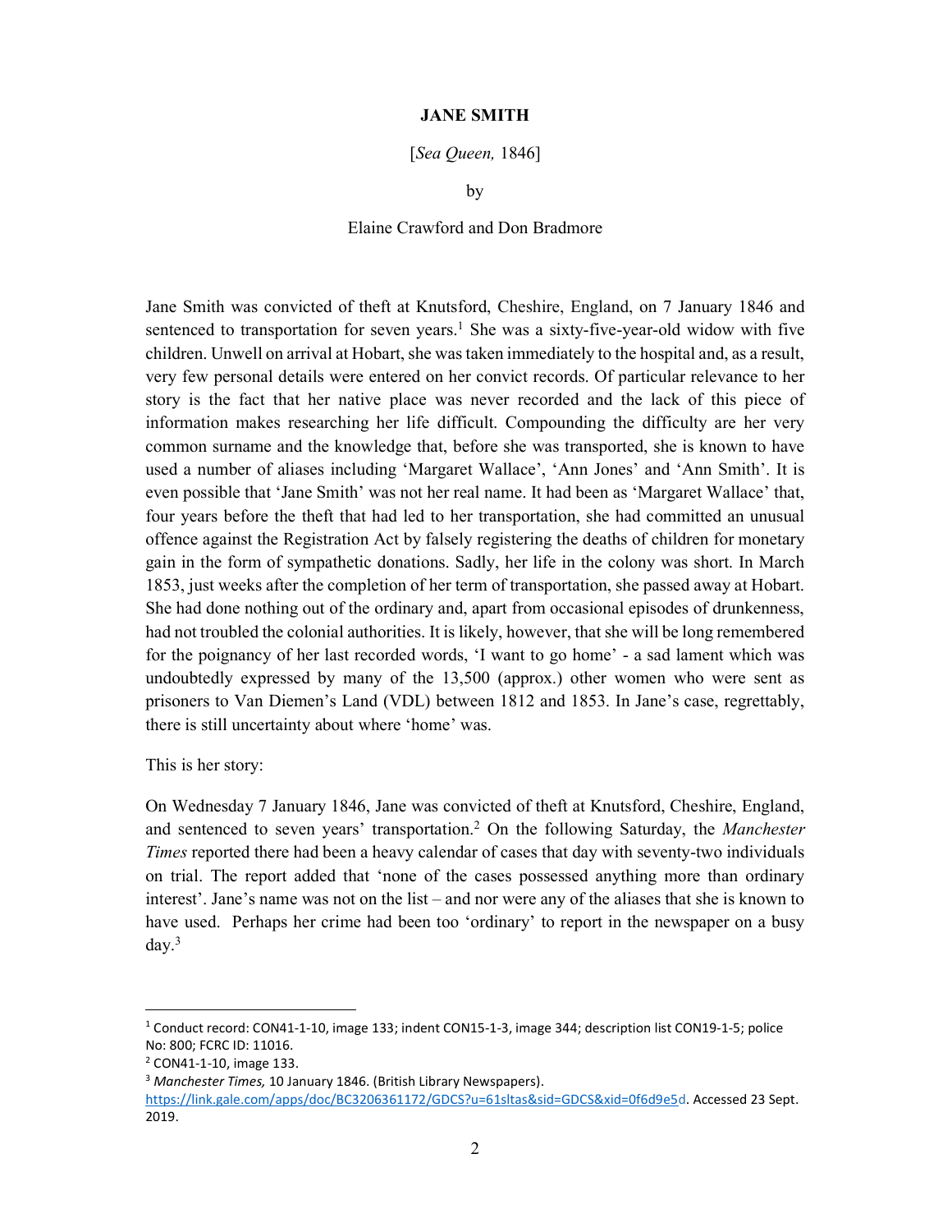# JANE SMITH

[*Sea Queen,* 1846]

by

Elaine Crawford and Don Bradmore

Jane Smith was convicted of theft at Knutsford, Cheshire, England, on 7 January 1846 and sentenced to transportation for seven years.[1] She was a sixty-five-year-old widow with five children. Unwell on arrival at Hobart, she was taken immediately to the hospital and, as a result, very few personal details were entered on her convict records. Of particular relevance to her story is the fact that her native place was never recorded and the lack of this piece of information makes researching her life difficult. Compounding the difficulty are her very common surname and the knowledge that, before she was transported, she is known to have used a number of aliases including 'Margaret Wallace', 'Ann Jones' and 'Ann Smith'. It is even possible that 'Jane Smith' was not her real name. It had been as 'Margaret Wallace' that, four years before the theft that had led to her transportation, she had committed an unusual offence against the Registration Act by falsely registering the deaths of children for monetary gain in the form of sympathetic donations. Sadly, her life in the colony was short. In March 1853, just weeks after the completion of her term of transportation, she passed away at Hobart. She had done nothing out of the ordinary and, apart from occasional episodes of drunkenness, had not troubled the colonial authorities. It is likely, however, that she will be long remembered for the poignancy of her last recorded words, 'I want to go home' - a sad lament which was undoubtedly expressed by many of the 13,500 (approx.) other women who were sent as prisoners to Van Diemen's Land (VDL) between 1812 and 1853. In Jane's case, regrettably, there is still uncertainty about where 'home' was.

This is her story:

On Wednesday 7 January 1846, Jane was convicted of theft at Knutsford, Cheshire, England, and sentenced to seven years' transportation.[2] On the following Saturday, the *Manchester Times* reported there had been a heavy calendar of cases that day with seventy-two individuals on trial. The report added that 'none of the cases possessed anything more than ordinary interest'. Jane's name was not on the list – and nor were any of the aliases that she is known to have used. Perhaps her crime had been too 'ordinary' to report in the newspaper on a busy day.[3]

---

[1] Conduct record: CON41-1-10, image 133; indent CON15-1-3, image 344; description list CON19-1-5; police No: 800; FCRC ID: 11016.

[2] CON41-1-10, image 133.

[3] *Manchester Times,* 10 January 1846. (British Library Newspapers). https://link.gale.com/apps/doc/BC3206361172/GDCS?u=61sltas&sid=GDCS&xid=0f6d9e5d. Accessed 23 Sept. 2019.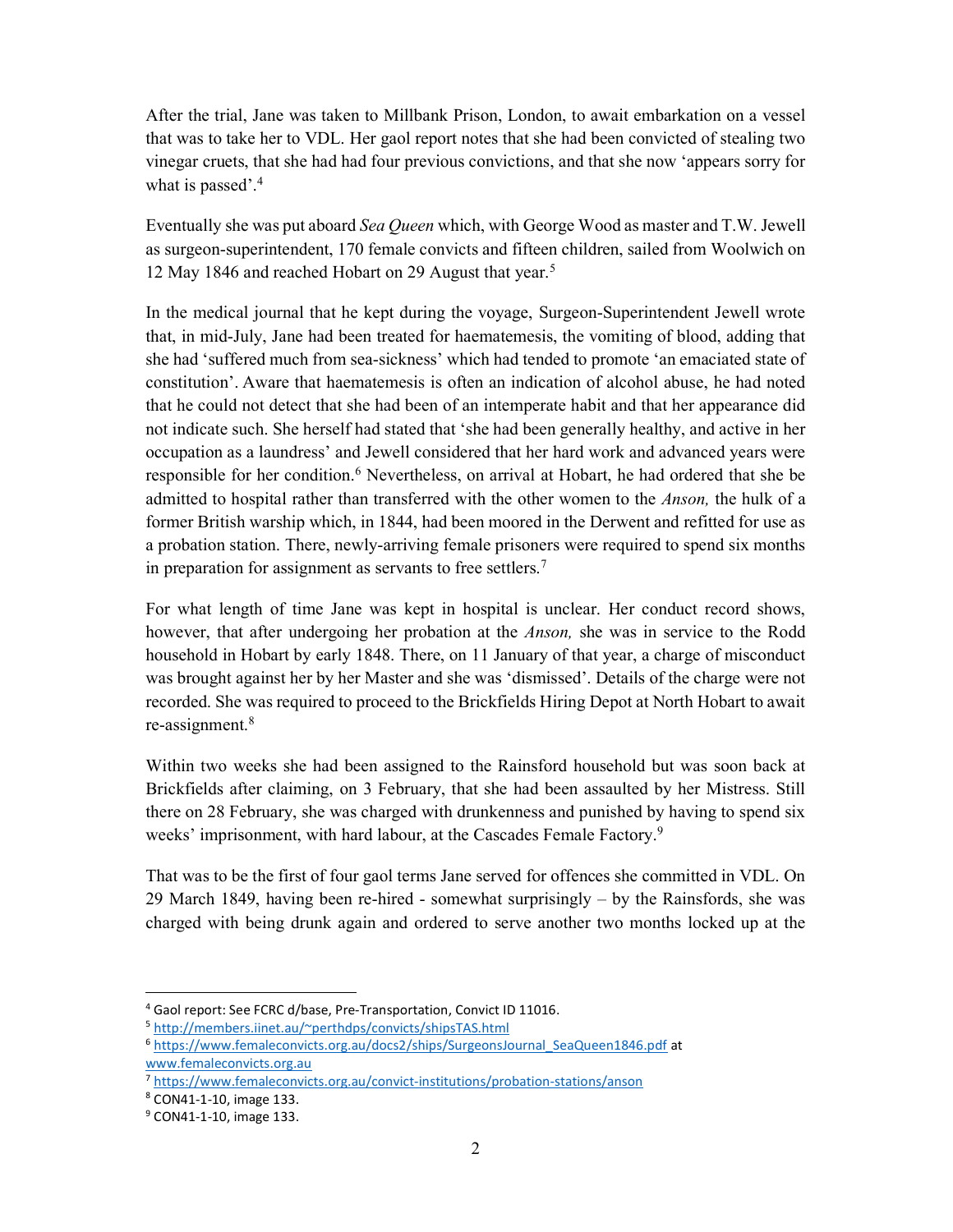After the trial, Jane was taken to Millbank Prison, London, to await embarkation on a vessel that was to take her to VDL. Her gaol report notes that she had been convicted of stealing two vinegar cruets, that she had had four previous convictions, and that she now 'appears sorry for what is passed'.[4]

Eventually she was put aboard *Sea Queen* which, with George Wood as master and T.W. Jewell as surgeon-superintendent, 170 female convicts and fifteen children, sailed from Woolwich on 12 May 1846 and reached Hobart on 29 August that year.[5]

In the medical journal that he kept during the voyage, Surgeon-Superintendent Jewell wrote that, in mid-July, Jane had been treated for haematemesis, the vomiting of blood, adding that she had 'suffered much from sea-sickness' which had tended to promote 'an emaciated state of constitution'. Aware that haematemesis is often an indication of alcohol abuse, he had noted that he could not detect that she had been of an intemperate habit and that her appearance did not indicate such. She herself had stated that 'she had been generally healthy, and active in her occupation as a laundress' and Jewell considered that her hard work and advanced years were responsible for her condition.[6] Nevertheless, on arrival at Hobart, he had ordered that she be admitted to hospital rather than transferred with the other women to the *Anson,* the hulk of a former British warship which, in 1844, had been moored in the Derwent and refitted for use as a probation station. There, newly-arriving female prisoners were required to spend six months in preparation for assignment as servants to free settlers.[7]

For what length of time Jane was kept in hospital is unclear. Her conduct record shows, however, that after undergoing her probation at the *Anson,* she was in service to the Rodd household in Hobart by early 1848. There, on 11 January of that year, a charge of misconduct was brought against her by her Master and she was 'dismissed'. Details of the charge were not recorded. She was required to proceed to the Brickfields Hiring Depot at North Hobart to await re-assignment.[8]

Within two weeks she had been assigned to the Rainsford household but was soon back at Brickfields after claiming, on 3 February, that she had been assaulted by her Mistress. Still there on 28 February, she was charged with drunkenness and punished by having to spend six weeks' imprisonment, with hard labour, at the Cascades Female Factory.[9]

That was to be the first of four gaol terms Jane served for offences she committed in VDL. On 29 March 1849, having been re-hired - somewhat surprisingly – by the Rainsfords, she was charged with being drunk again and ordered to serve another two months locked up at the

---

[4] Gaol report: See FCRC d/base, Pre-Transportation, Convict ID 11016.

[5] http://members.iinet.au/~perthdps/convicts/shipsTAS.html

[6] https://www.femaleconvicts.org.au/docs2/ships/SurgeonsJournal_SeaQueen1846.pdf at www.femaleconvicts.org.au

[7] https://www.femaleconvicts.org.au/convict-institutions/probation-stations/anson

[8] CON41-1-10, image 133.

[9] CON41-1-10, image 133.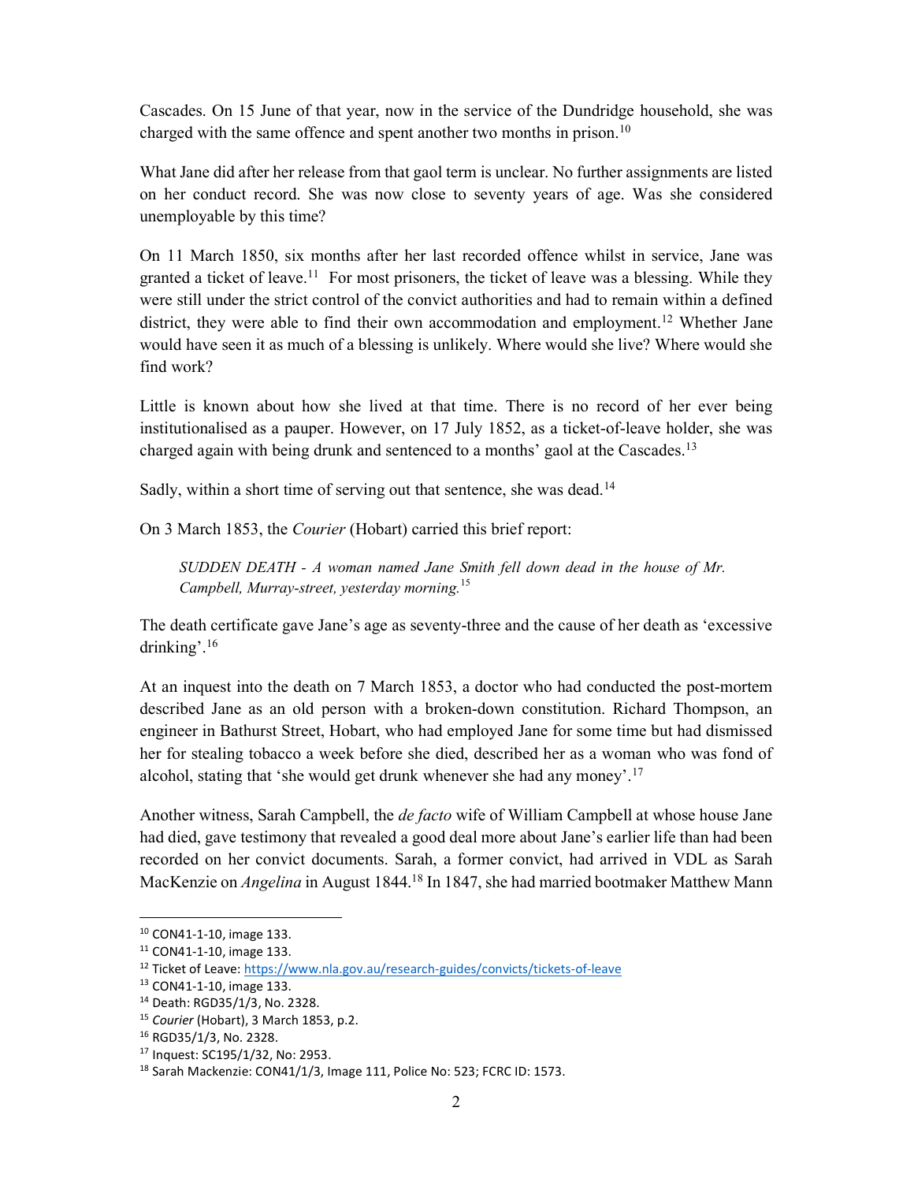Cascades. On 15 June of that year, now in the service of the Dundridge household, she was charged with the same offence and spent another two months in prison.[10]

What Jane did after her release from that gaol term is unclear. No further assignments are listed on her conduct record. She was now close to seventy years of age. Was she considered unemployable by this time?

On 11 March 1850, six months after her last recorded offence whilst in service, Jane was granted a ticket of leave.[11] For most prisoners, the ticket of leave was a blessing. While they were still under the strict control of the convict authorities and had to remain within a defined district, they were able to find their own accommodation and employment.[12] Whether Jane would have seen it as much of a blessing is unlikely. Where would she live? Where would she find work?

Little is known about how she lived at that time. There is no record of her ever being institutionalised as a pauper. However, on 17 July 1852, as a ticket-of-leave holder, she was charged again with being drunk and sentenced to a months' gaol at the Cascades.[13]

Sadly, within a short time of serving out that sentence, she was dead.[14]

On 3 March 1853, the *Courier* (Hobart) carried this brief report:

> *SUDDEN DEATH - A woman named Jane Smith fell down dead in the house of Mr. Campbell, Murray-street, yesterday morning.*[15]

The death certificate gave Jane's age as seventy-three and the cause of her death as 'excessive drinking'.[16]

At an inquest into the death on 7 March 1853, a doctor who had conducted the post-mortem described Jane as an old person with a broken-down constitution. Richard Thompson, an engineer in Bathurst Street, Hobart, who had employed Jane for some time but had dismissed her for stealing tobacco a week before she died, described her as a woman who was fond of alcohol, stating that 'she would get drunk whenever she had any money'.[17]

Another witness, Sarah Campbell, the *de facto* wife of William Campbell at whose house Jane had died, gave testimony that revealed a good deal more about Jane's earlier life than had been recorded on her convict documents. Sarah, a former convict, had arrived in VDL as Sarah MacKenzie on *Angelina* in August 1844.[18] In 1847, she had married bootmaker Matthew Mann

---

[10] CON41-1-10, image 133.
[11] CON41-1-10, image 133.
[12] Ticket of Leave: https://www.nla.gov.au/research-guides/convicts/tickets-of-leave
[13] CON41-1-10, image 133.
[14] Death: RGD35/1/3, No. 2328.
[15] *Courier* (Hobart), 3 March 1853, p.2.
[16] RGD35/1/3, No. 2328.
[17] Inquest: SC195/1/32, No: 2953.
[18] Sarah Mackenzie: CON41/1/3, Image 111, Police No: 523; FCRC ID: 1573.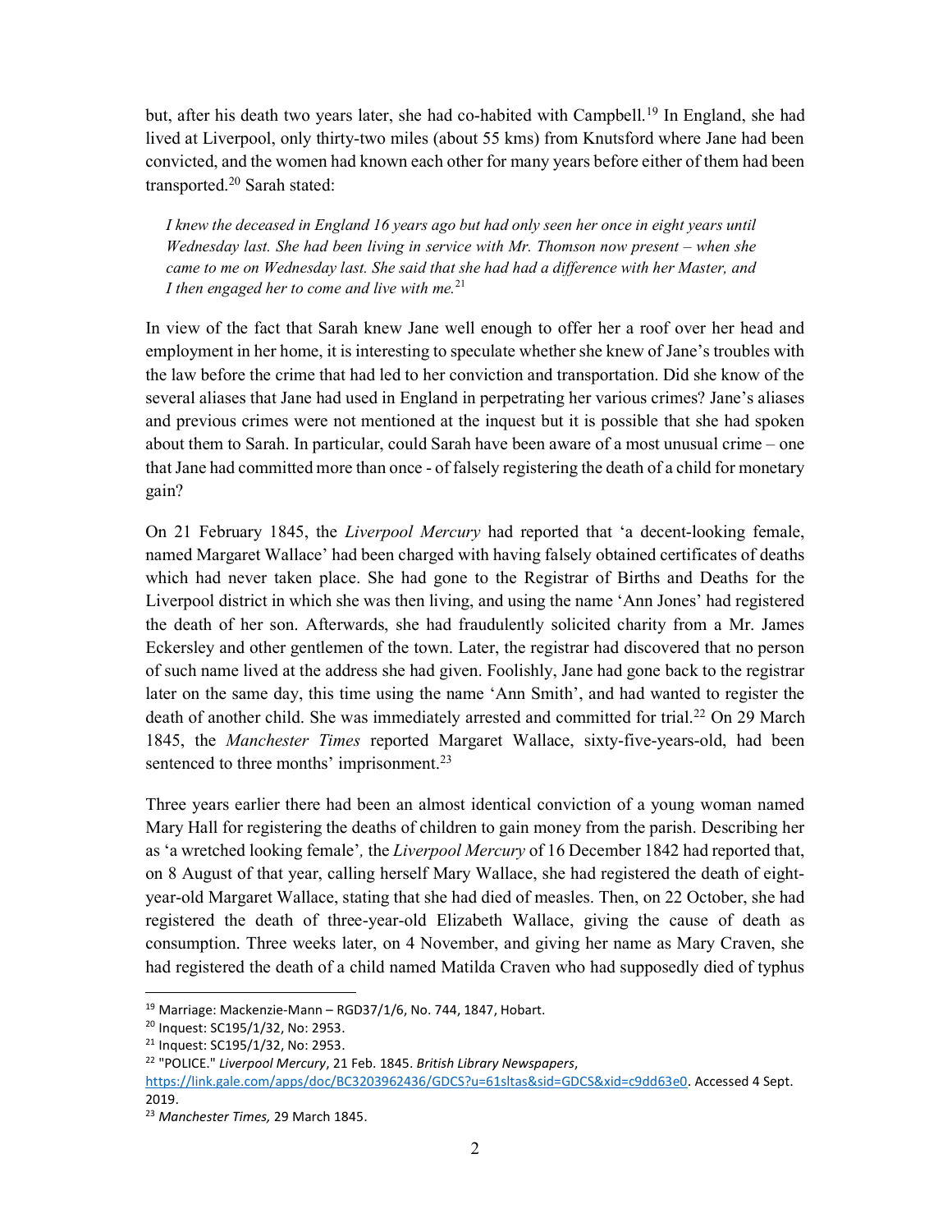but, after his death two years later, she had co-habited with Campbell.[19] In England, she had lived at Liverpool, only thirty-two miles (about 55 kms) from Knutsford where Jane had been convicted, and the women had known each other for many years before either of them had been transported.[20] Sarah stated:

> *I knew the deceased in England 16 years ago but had only seen her once in eight years until Wednesday last. She had been living in service with Mr. Thomson now present – when she came to me on Wednesday last. She said that she had had a difference with her Master, and I then engaged her to come and live with me.*[21]

In view of the fact that Sarah knew Jane well enough to offer her a roof over her head and employment in her home, it is interesting to speculate whether she knew of Jane's troubles with the law before the crime that had led to her conviction and transportation. Did she know of the several aliases that Jane had used in England in perpetrating her various crimes? Jane's aliases and previous crimes were not mentioned at the inquest but it is possible that she had spoken about them to Sarah. In particular, could Sarah have been aware of a most unusual crime – one that Jane had committed more than once - of falsely registering the death of a child for monetary gain?

On 21 February 1845, the *Liverpool Mercury* had reported that 'a decent-looking female, named Margaret Wallace' had been charged with having falsely obtained certificates of deaths which had never taken place. She had gone to the Registrar of Births and Deaths for the Liverpool district in which she was then living, and using the name 'Ann Jones' had registered the death of her son. Afterwards, she had fraudulently solicited charity from a Mr. James Eckersley and other gentlemen of the town. Later, the registrar had discovered that no person of such name lived at the address she had given. Foolishly, Jane had gone back to the registrar later on the same day, this time using the name 'Ann Smith', and had wanted to register the death of another child. She was immediately arrested and committed for trial.[22] On 29 March 1845, the *Manchester Times* reported Margaret Wallace, sixty-five-years-old, had been sentenced to three months' imprisonment.[23]

Three years earlier there had been an almost identical conviction of a young woman named Mary Hall for registering the deaths of children to gain money from the parish. Describing her as 'a wretched looking female', the *Liverpool Mercury* of 16 December 1842 had reported that, on 8 August of that year, calling herself Mary Wallace, she had registered the death of eight-year-old Margaret Wallace, stating that she had died of measles. Then, on 22 October, she had registered the death of three-year-old Elizabeth Wallace, giving the cause of death as consumption. Three weeks later, on 4 November, and giving her name as Mary Craven, she had registered the death of a child named Matilda Craven who had supposedly died of typhus

---

[19] Marriage: Mackenzie-Mann – RGD37/1/6, No. 744, 1847, Hobart.

[20] Inquest: SC195/1/32, No: 2953.

[21] Inquest: SC195/1/32, No: 2953.

[22] "POLICE." *Liverpool Mercury*, 21 Feb. 1845. *British Library Newspapers*, https://link.gale.com/apps/doc/BC3203962436/GDCS?u=61sltas&sid=GDCS&xid=c9dd63e0. Accessed 4 Sept. 2019.

[23] *Manchester Times,* 29 March 1845.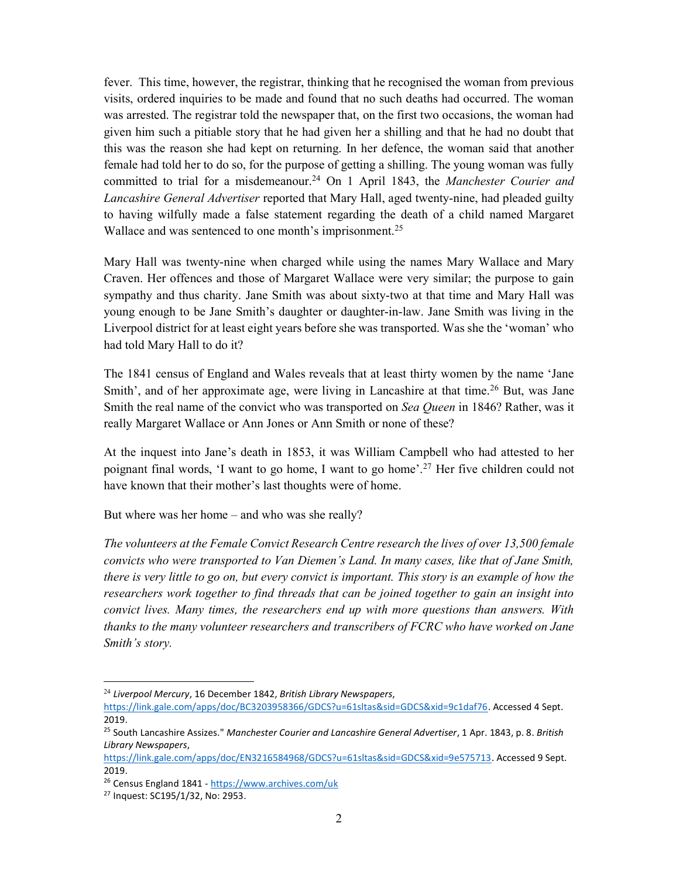fever. This time, however, the registrar, thinking that he recognised the woman from previous visits, ordered inquiries to be made and found that no such deaths had occurred. The woman was arrested. The registrar told the newspaper that, on the first two occasions, the woman had given him such a pitiable story that he had given her a shilling and that he had no doubt that this was the reason she had kept on returning. In her defence, the woman said that another female had told her to do so, for the purpose of getting a shilling. The young woman was fully committed to trial for a misdemeanour.[24] On 1 April 1843, the *Manchester Courier and Lancashire General Advertiser* reported that Mary Hall, aged twenty-nine, had pleaded guilty to having wilfully made a false statement regarding the death of a child named Margaret Wallace and was sentenced to one month's imprisonment.[25]

Mary Hall was twenty-nine when charged while using the names Mary Wallace and Mary Craven. Her offences and those of Margaret Wallace were very similar; the purpose to gain sympathy and thus charity. Jane Smith was about sixty-two at that time and Mary Hall was young enough to be Jane Smith's daughter or daughter-in-law. Jane Smith was living in the Liverpool district for at least eight years before she was transported. Was she the 'woman' who had told Mary Hall to do it?

The 1841 census of England and Wales reveals that at least thirty women by the name 'Jane Smith', and of her approximate age, were living in Lancashire at that time.[26] But, was Jane Smith the real name of the convict who was transported on *Sea Queen* in 1846? Rather, was it really Margaret Wallace or Ann Jones or Ann Smith or none of these?

At the inquest into Jane's death in 1853, it was William Campbell who had attested to her poignant final words, 'I want to go home, I want to go home'.[27] Her five children could not have known that their mother's last thoughts were of home.

But where was her home – and who was she really?

*The volunteers at the Female Convict Research Centre research the lives of over 13,500 female convicts who were transported to Van Diemen's Land. In many cases, like that of Jane Smith, there is very little to go on, but every convict is important. This story is an example of how the researchers work together to find threads that can be joined together to gain an insight into convict lives. Many times, the researchers end up with more questions than answers. With thanks to the many volunteer researchers and transcribers of FCRC who have worked on Jane Smith's story.*

---

[24] *Liverpool Mercury*, 16 December 1842, *British Library Newspapers*, https://link.gale.com/apps/doc/BC3203958366/GDCS?u=61sltas&sid=GDCS&xid=9c1daf76. Accessed 4 Sept. 2019.

[25] South Lancashire Assizes." *Manchester Courier and Lancashire General Advertiser*, 1 Apr. 1843, p. 8. *British Library Newspapers*, https://link.gale.com/apps/doc/EN3216584968/GDCS?u=61sltas&sid=GDCS&xid=9e575713. Accessed 9 Sept. 2019.

[26] Census England 1841 - https://www.archives.com/uk

[27] Inquest: SC195/1/32, No: 2953.